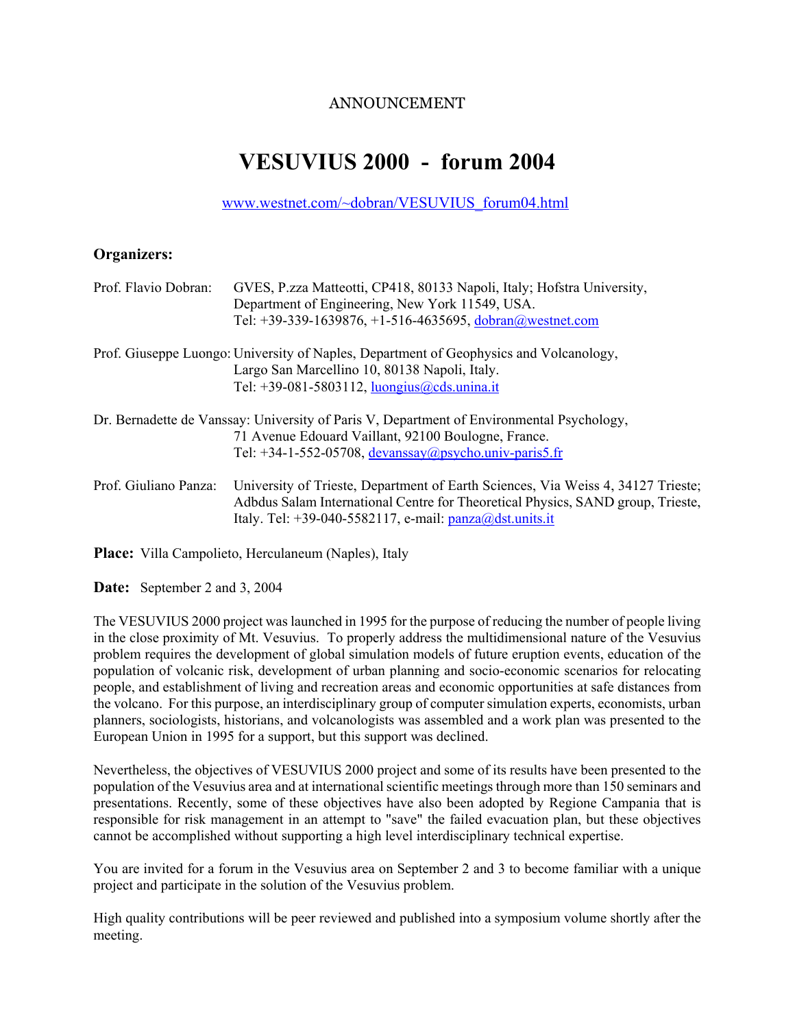ANNOUNCEMENT

# VESUVIUS 2000 - forum 2004

www.westnet.com/~dobran/VESUVIUS_forum04.html

**Organizers:**

Prof. Flavio Dobran: GVES, P.zza Matteotti, CP418, 80133 Napoli, Italy; Hofstra University, Department of Engineering, New York 11549, USA.
Tel: +39-339-1639876, +1-516-4635695, dobran@westnet.com

Prof. Giuseppe Luongo: University of Naples, Department of Geophysics and Volcanology, Largo San Marcellino 10, 80138 Napoli, Italy.
Tel: +39-081-5803112, luongius@cds.unina.it

Dr. Bernadette de Vanssay: University of Paris V, Department of Environmental Psychology, 71 Avenue Edouard Vaillant, 92100 Boulogne, France.
Tel: +34-1-552-05708, devanssay@psycho.univ-paris5.fr

Prof. Giuliano Panza: University of Trieste, Department of Earth Sciences, Via Weiss 4, 34127 Trieste; Adbdus Salam International Centre for Theoretical Physics, SAND group, Trieste, Italy. Tel: +39-040-5582117, e-mail: panza@dst.units.it

**Place:** Villa Campolieto, Herculaneum (Naples), Italy

**Date:** September 2 and 3, 2004

The VESUVIUS 2000 project was launched in 1995 for the purpose of reducing the number of people living in the close proximity of Mt. Vesuvius. To properly address the multidimensional nature of the Vesuvius problem requires the development of global simulation models of future eruption events, education of the population of volcanic risk, development of urban planning and socio-economic scenarios for relocating people, and establishment of living and recreation areas and economic opportunities at safe distances from the volcano. For this purpose, an interdisciplinary group of computer simulation experts, economists, urban planners, sociologists, historians, and volcanologists was assembled and a work plan was presented to the European Union in 1995 for a support, but this support was declined.

Nevertheless, the objectives of VESUVIUS 2000 project and some of its results have been presented to the population of the Vesuvius area and at international scientific meetings through more than 150 seminars and presentations. Recently, some of these objectives have also been adopted by Regione Campania that is responsible for risk management in an attempt to "save" the failed evacuation plan, but these objectives cannot be accomplished without supporting a high level interdisciplinary technical expertise.

You are invited for a forum in the Vesuvius area on September 2 and 3 to become familiar with a unique project and participate in the solution of the Vesuvius problem.

High quality contributions will be peer reviewed and published into a symposium volume shortly after the meeting.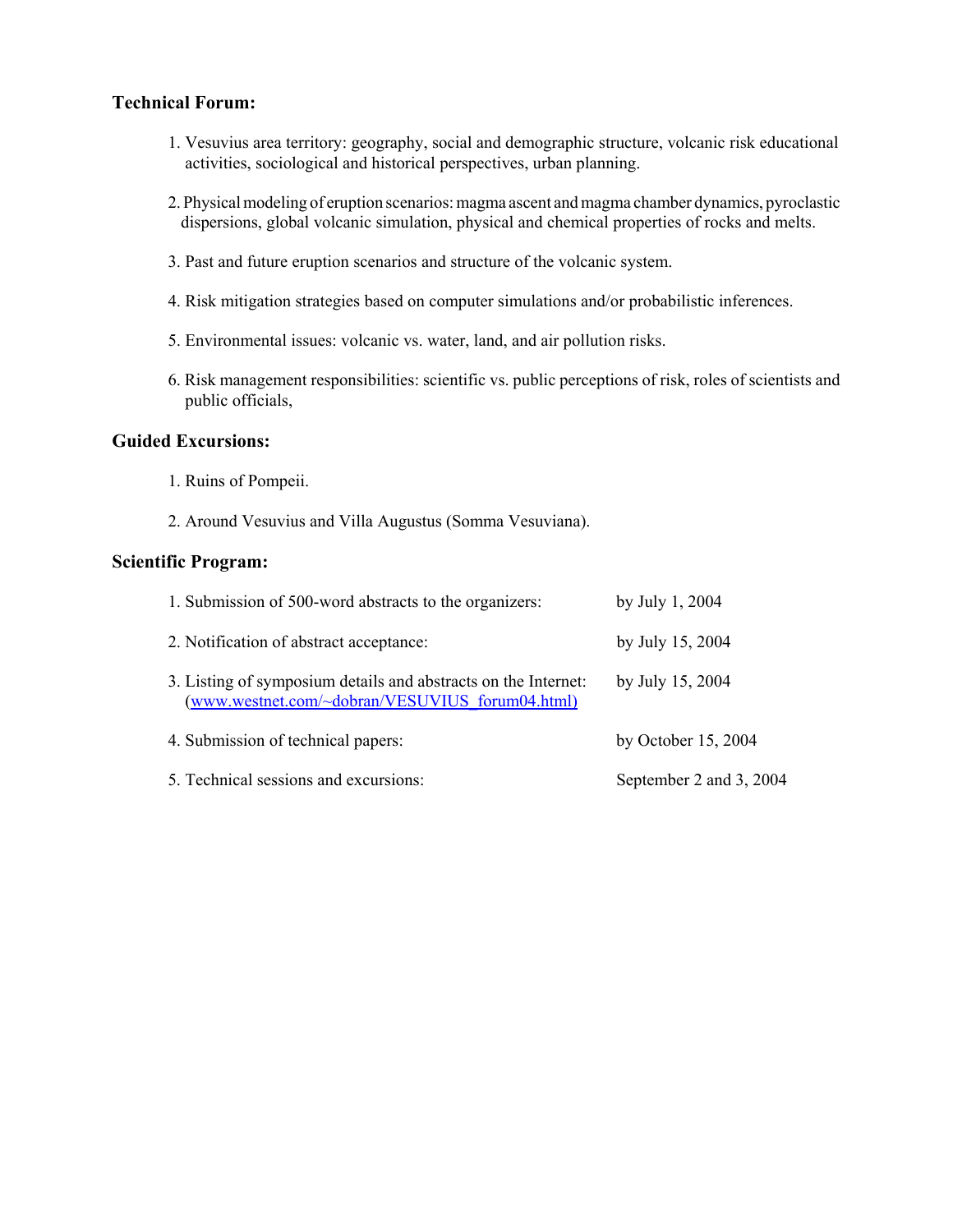## Technical Forum:

1. Vesuvius area territory: geography, social and demographic structure, volcanic risk educational activities, sociological and historical perspectives, urban planning.

2. Physical modeling of eruption scenarios: magma ascent and magma chamber dynamics, pyroclastic dispersions, global volcanic simulation, physical and chemical properties of rocks and melts.

3. Past and future eruption scenarios and structure of the volcanic system.

4. Risk mitigation strategies based on computer simulations and/or probabilistic inferences.

5. Environmental issues: volcanic vs. water, land, and air pollution risks.

6. Risk management responsibilities: scientific vs. public perceptions of risk, roles of scientists and public officials,

## Guided Excursions:

1. Ruins of Pompeii.

2. Around Vesuvius and Villa Augustus (Somma Vesuviana).

## Scientific Program:

| | |
|---|---|
| 1. Submission of 500-word abstracts to the organizers: | by July 1, 2004 |
| 2. Notification of abstract acceptance: | by July 15, 2004 |
| 3. Listing of symposium details and abstracts on the Internet: (www.westnet.com/~dobran/VESUVIUS_forum04.html) | by July 15, 2004 |
| 4. Submission of technical papers: | by October 15, 2004 |
| 5. Technical sessions and excursions: | September 2 and 3, 2004 |